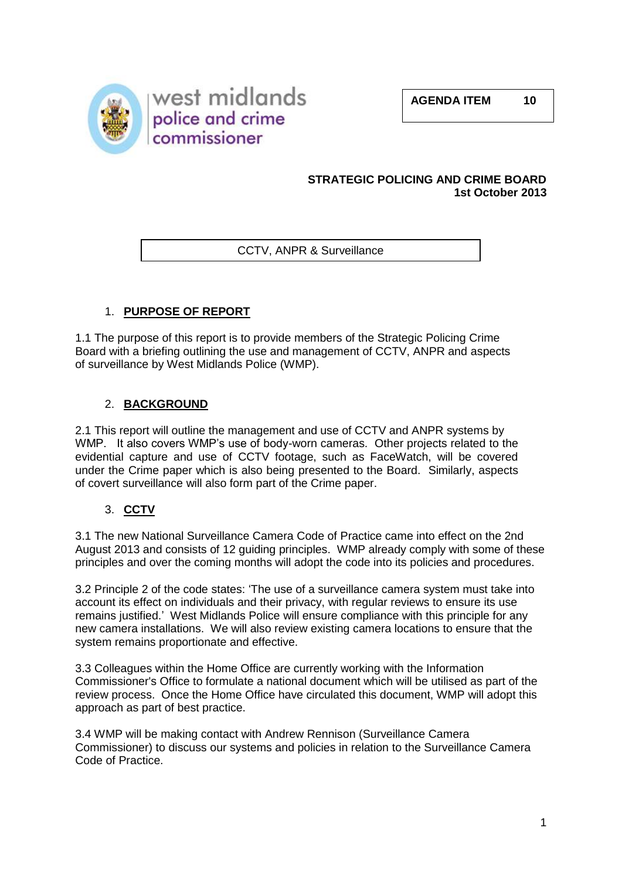west midlands police and crime commissioner

**AGENDA ITEM 10**

**STRATEGIC POLICING AND CRIME BOARD**
**1st October 2013**

CCTV, ANPR & Surveillance

## 1. PURPOSE OF REPORT

1.1 The purpose of this report is to provide members of the Strategic Policing Crime Board with a briefing outlining the use and management of CCTV, ANPR and aspects of surveillance by West Midlands Police (WMP).

## 2. BACKGROUND

2.1 This report will outline the management and use of CCTV and ANPR systems by WMP. It also covers WMP's use of body-worn cameras. Other projects related to the evidential capture and use of CCTV footage, such as FaceWatch, will be covered under the Crime paper which is also being presented to the Board. Similarly, aspects of covert surveillance will also form part of the Crime paper.

## 3. CCTV

3.1 The new National Surveillance Camera Code of Practice came into effect on the 2nd August 2013 and consists of 12 guiding principles. WMP already comply with some of these principles and over the coming months will adopt the code into its policies and procedures.

3.2 Principle 2 of the code states: 'The use of a surveillance camera system must take into account its effect on individuals and their privacy, with regular reviews to ensure its use remains justified.' West Midlands Police will ensure compliance with this principle for any new camera installations. We will also review existing camera locations to ensure that the system remains proportionate and effective.

3.3 Colleagues within the Home Office are currently working with the Information Commissioner's Office to formulate a national document which will be utilised as part of the review process. Once the Home Office have circulated this document, WMP will adopt this approach as part of best practice.

3.4 WMP will be making contact with Andrew Rennison (Surveillance Camera Commissioner) to discuss our systems and policies in relation to the Surveillance Camera Code of Practice.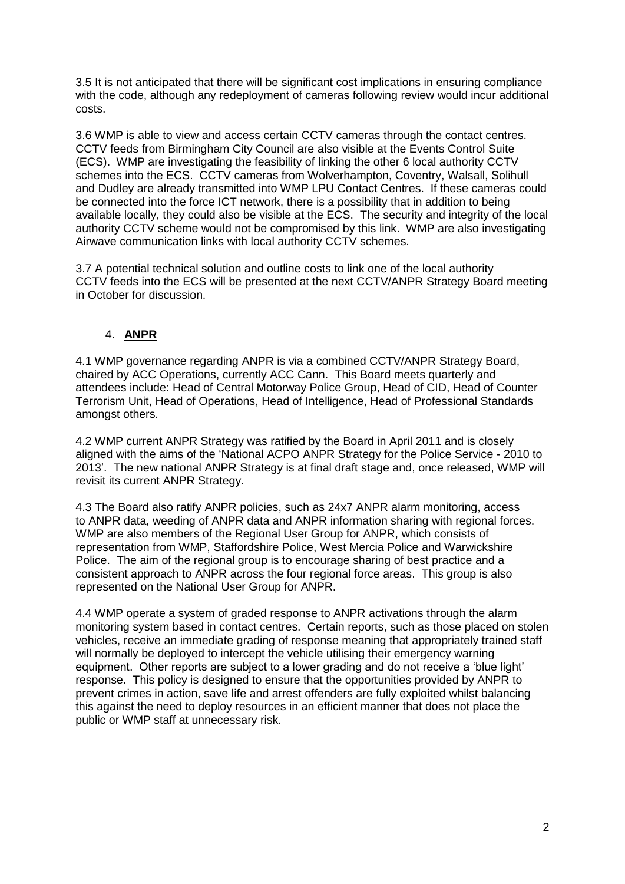3.5 It is not anticipated that there will be significant cost implications in ensuring compliance with the code, although any redeployment of cameras following review would incur additional costs.

3.6 WMP is able to view and access certain CCTV cameras through the contact centres. CCTV feeds from Birmingham City Council are also visible at the Events Control Suite (ECS). WMP are investigating the feasibility of linking the other 6 local authority CCTV schemes into the ECS. CCTV cameras from Wolverhampton, Coventry, Walsall, Solihull and Dudley are already transmitted into WMP LPU Contact Centres. If these cameras could be connected into the force ICT network, there is a possibility that in addition to being available locally, they could also be visible at the ECS. The security and integrity of the local authority CCTV scheme would not be compromised by this link. WMP are also investigating Airwave communication links with local authority CCTV schemes.

3.7 A potential technical solution and outline costs to link one of the local authority CCTV feeds into the ECS will be presented at the next CCTV/ANPR Strategy Board meeting in October for discussion.

## 4. **ANPR**

4.1 WMP governance regarding ANPR is via a combined CCTV/ANPR Strategy Board, chaired by ACC Operations, currently ACC Cann. This Board meets quarterly and attendees include: Head of Central Motorway Police Group, Head of CID, Head of Counter Terrorism Unit, Head of Operations, Head of Intelligence, Head of Professional Standards amongst others.

4.2 WMP current ANPR Strategy was ratified by the Board in April 2011 and is closely aligned with the aims of the 'National ACPO ANPR Strategy for the Police Service - 2010 to 2013'. The new national ANPR Strategy is at final draft stage and, once released, WMP will revisit its current ANPR Strategy.

4.3 The Board also ratify ANPR policies, such as 24x7 ANPR alarm monitoring, access to ANPR data, weeding of ANPR data and ANPR information sharing with regional forces. WMP are also members of the Regional User Group for ANPR, which consists of representation from WMP, Staffordshire Police, West Mercia Police and Warwickshire Police. The aim of the regional group is to encourage sharing of best practice and a consistent approach to ANPR across the four regional force areas. This group is also represented on the National User Group for ANPR.

4.4 WMP operate a system of graded response to ANPR activations through the alarm monitoring system based in contact centres. Certain reports, such as those placed on stolen vehicles, receive an immediate grading of response meaning that appropriately trained staff will normally be deployed to intercept the vehicle utilising their emergency warning equipment. Other reports are subject to a lower grading and do not receive a 'blue light' response. This policy is designed to ensure that the opportunities provided by ANPR to prevent crimes in action, save life and arrest offenders are fully exploited whilst balancing this against the need to deploy resources in an efficient manner that does not place the public or WMP staff at unnecessary risk.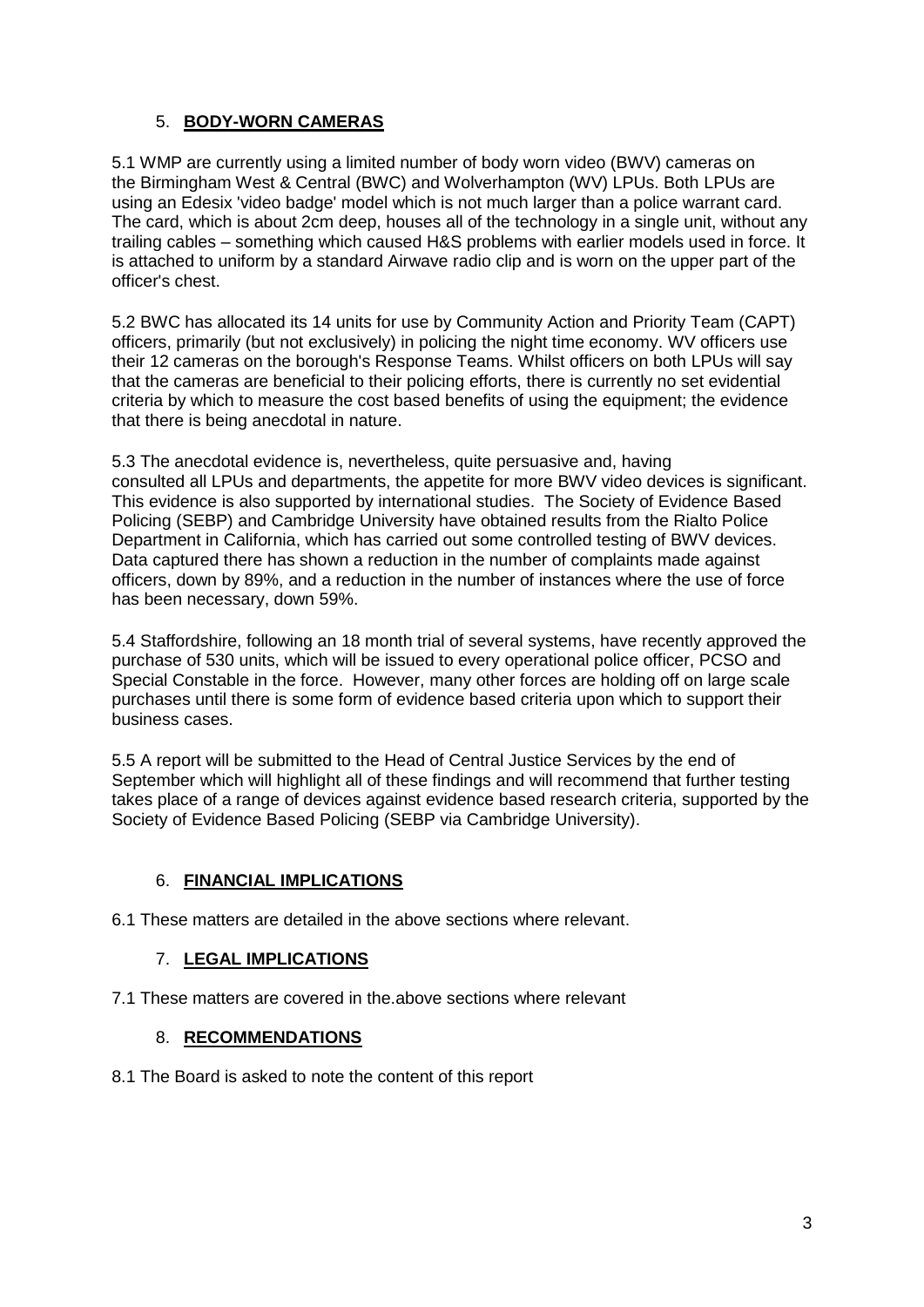## 5. **BODY-WORN CAMERAS**

5.1 WMP are currently using a limited number of body worn video (BWV) cameras on the Birmingham West & Central (BWC) and Wolverhampton (WV) LPUs. Both LPUs are using an Edesix 'video badge' model which is not much larger than a police warrant card. The card, which is about 2cm deep, houses all of the technology in a single unit, without any trailing cables – something which caused H&S problems with earlier models used in force. It is attached to uniform by a standard Airwave radio clip and is worn on the upper part of the officer's chest.

5.2 BWC has allocated its 14 units for use by Community Action and Priority Team (CAPT) officers, primarily (but not exclusively) in policing the night time economy. WV officers use their 12 cameras on the borough's Response Teams. Whilst officers on both LPUs will say that the cameras are beneficial to their policing efforts, there is currently no set evidential criteria by which to measure the cost based benefits of using the equipment; the evidence that there is being anecdotal in nature.

5.3 The anecdotal evidence is, nevertheless, quite persuasive and, having consulted all LPUs and departments, the appetite for more BWV video devices is significant. This evidence is also supported by international studies. The Society of Evidence Based Policing (SEBP) and Cambridge University have obtained results from the Rialto Police Department in California, which has carried out some controlled testing of BWV devices. Data captured there has shown a reduction in the number of complaints made against officers, down by 89%, and a reduction in the number of instances where the use of force has been necessary, down 59%.

5.4 Staffordshire, following an 18 month trial of several systems, have recently approved the purchase of 530 units, which will be issued to every operational police officer, PCSO and Special Constable in the force. However, many other forces are holding off on large scale purchases until there is some form of evidence based criteria upon which to support their business cases.

5.5 A report will be submitted to the Head of Central Justice Services by the end of September which will highlight all of these findings and will recommend that further testing takes place of a range of devices against evidence based research criteria, supported by the Society of Evidence Based Policing (SEBP via Cambridge University).

## 6. **FINANCIAL IMPLICATIONS**

6.1 These matters are detailed in the above sections where relevant.

## 7. **LEGAL IMPLICATIONS**

7.1 These matters are covered in the.above sections where relevant

## 8. **RECOMMENDATIONS**

8.1 The Board is asked to note the content of this report